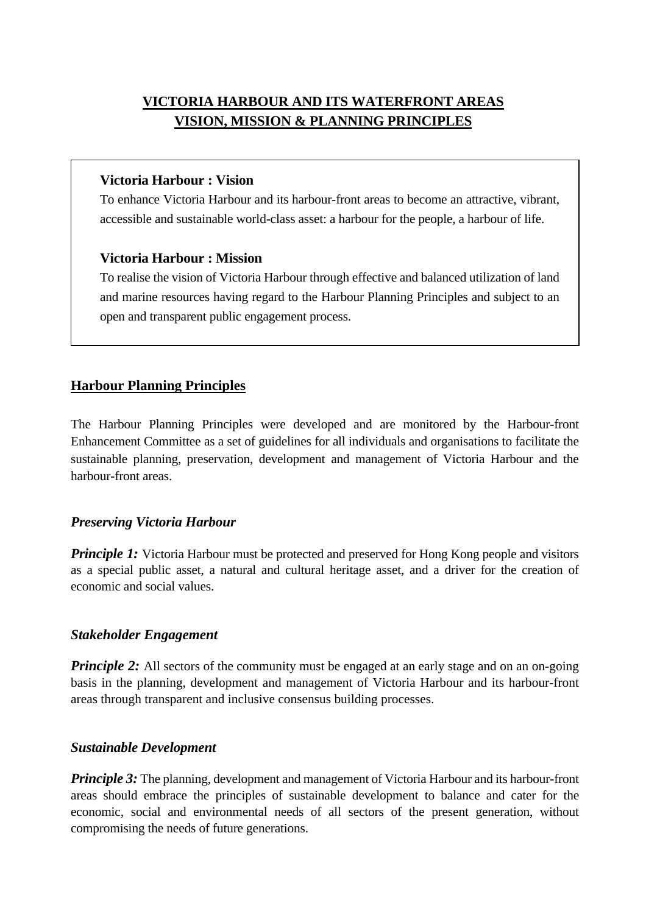# VICTORIA HARBOUR AND ITS WATERFRONT AREAS VISION, MISSION & PLANNING PRINCIPLES

**Victoria Harbour : Vision**

To enhance Victoria Harbour and its harbour-front areas to become an attractive, vibrant, accessible and sustainable world-class asset: a harbour for the people, a harbour of life.

**Victoria Harbour : Mission**

To realise the vision of Victoria Harbour through effective and balanced utilization of land and marine resources having regard to the Harbour Planning Principles and subject to an open and transparent public engagement process.

## Harbour Planning Principles

The Harbour Planning Principles were developed and are monitored by the Harbour-front Enhancement Committee as a set of guidelines for all individuals and organisations to facilitate the sustainable planning, preservation, development and management of Victoria Harbour and the harbour-front areas.

### *Preserving Victoria Harbour*

***Principle 1:*** Victoria Harbour must be protected and preserved for Hong Kong people and visitors as a special public asset, a natural and cultural heritage asset, and a driver for the creation of economic and social values.

### *Stakeholder Engagement*

***Principle 2:*** All sectors of the community must be engaged at an early stage and on an on-going basis in the planning, development and management of Victoria Harbour and its harbour-front areas through transparent and inclusive consensus building processes.

### *Sustainable Development*

***Principle 3:*** The planning, development and management of Victoria Harbour and its harbour-front areas should embrace the principles of sustainable development to balance and cater for the economic, social and environmental needs of all sectors of the present generation, without compromising the needs of future generations.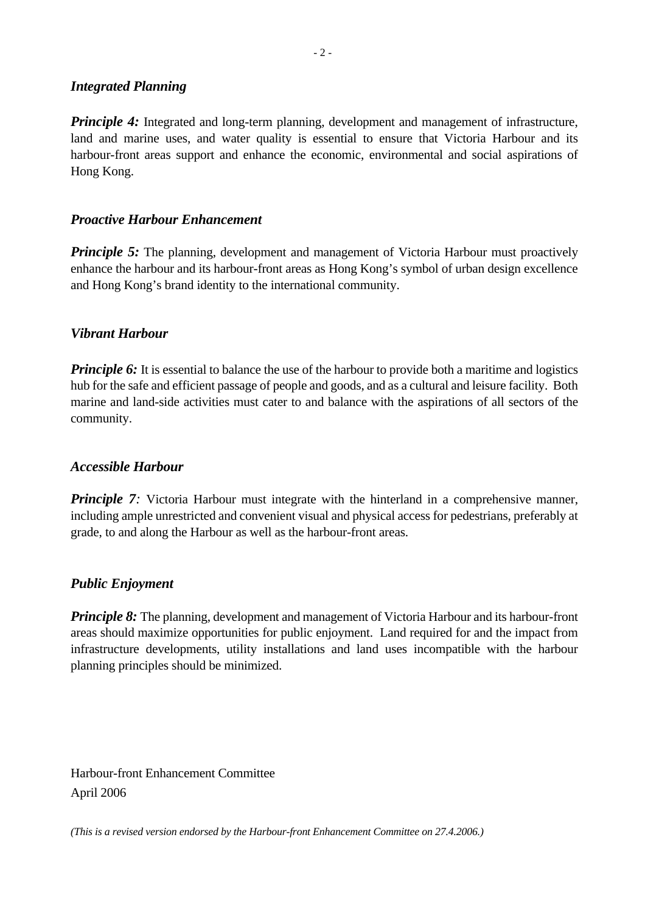### *Integrated Planning*

***Principle 4:*** Integrated and long-term planning, development and management of infrastructure, land and marine uses, and water quality is essential to ensure that Victoria Harbour and its harbour-front areas support and enhance the economic, environmental and social aspirations of Hong Kong.

### *Proactive Harbour Enhancement*

***Principle 5:*** The planning, development and management of Victoria Harbour must proactively enhance the harbour and its harbour-front areas as Hong Kong's symbol of urban design excellence and Hong Kong's brand identity to the international community.

### *Vibrant Harbour*

***Principle 6:*** It is essential to balance the use of the harbour to provide both a maritime and logistics hub for the safe and efficient passage of people and goods, and as a cultural and leisure facility. Both marine and land-side activities must cater to and balance with the aspirations of all sectors of the community.

### *Accessible Harbour*

***Principle 7**:* Victoria Harbour must integrate with the hinterland in a comprehensive manner, including ample unrestricted and convenient visual and physical access for pedestrians, preferably at grade, to and along the Harbour as well as the harbour-front areas.

### *Public Enjoyment*

***Principle 8:*** The planning, development and management of Victoria Harbour and its harbour-front areas should maximize opportunities for public enjoyment. Land required for and the impact from infrastructure developments, utility installations and land uses incompatible with the harbour planning principles should be minimized.

Harbour-front Enhancement Committee
April 2006

*(This is a revised version endorsed by the Harbour-front Enhancement Committee on 27.4.2006.)*